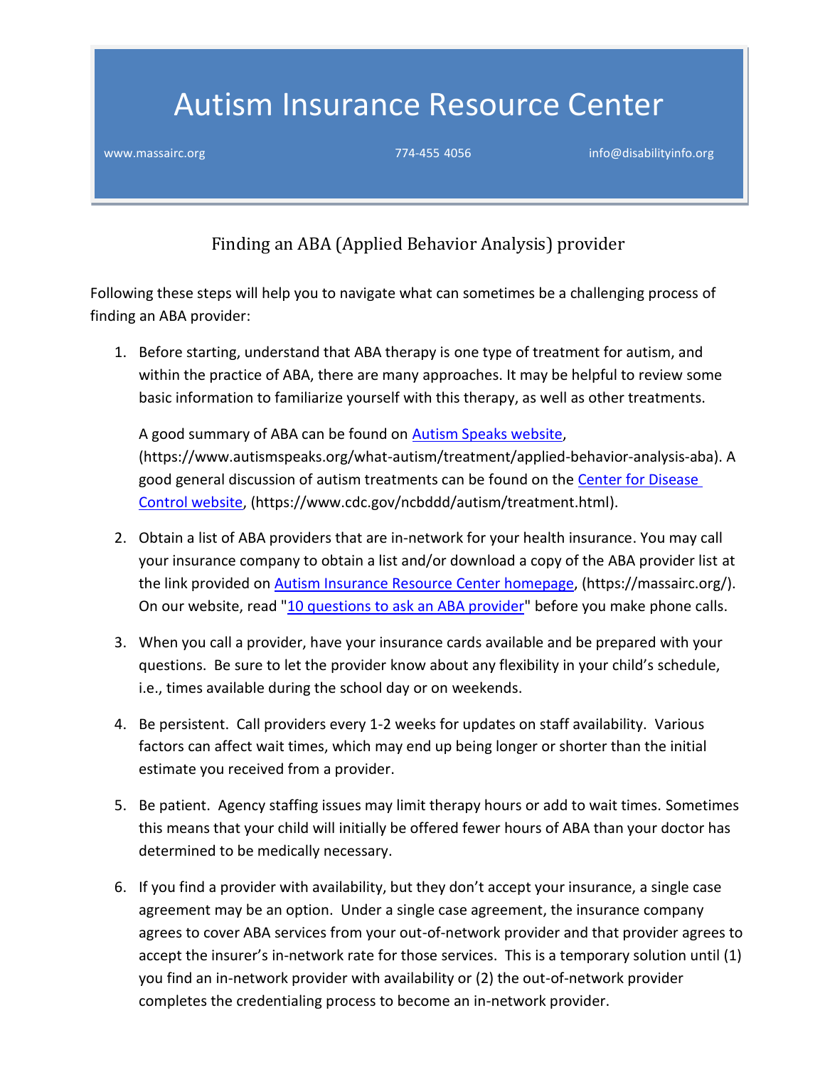# Autism Insurance Resource Center

www.massairc.org 774-455 4056 info@disabilityinfo.org

## Finding an ABA (Applied Behavior Analysis) provider

Following these steps will help you to navigate what can sometimes be a challenging process of finding an ABA provider:

1. Before starting, understand that ABA therapy is one type of treatment for autism, and within the practice of ABA, there are many approaches. It may be helpful to review some basic information to familiarize yourself with this therapy, as well as other treatments.

   A good summary of ABA can be found on [Autism Speaks website](https://www.autismspeaks.org/what-autism/treatment/applied-behavior-analysis-aba), (https://www.autismspeaks.org/what-autism/treatment/applied-behavior-analysis-aba). A good general discussion of autism treatments can be found on the [Center for Disease Control website](https://www.cdc.gov/ncbddd/autism/treatment.html), (https://www.cdc.gov/ncbddd/autism/treatment.html).

2. Obtain a list of ABA providers that are in-network for your health insurance. You may call your insurance company to obtain a list and/or download a copy of the ABA provider list at the link provided on [Autism Insurance Resource Center homepage](https://massairc.org/), (https://massairc.org/). On our website, read "10 questions to ask an ABA provider" before you make phone calls.

3. When you call a provider, have your insurance cards available and be prepared with your questions. Be sure to let the provider know about any flexibility in your child's schedule, i.e., times available during the school day or on weekends.

4. Be persistent. Call providers every 1-2 weeks for updates on staff availability. Various factors can affect wait times, which may end up being longer or shorter than the initial estimate you received from a provider.

5. Be patient. Agency staffing issues may limit therapy hours or add to wait times. Sometimes this means that your child will initially be offered fewer hours of ABA than your doctor has determined to be medically necessary.

6. If you find a provider with availability, but they don't accept your insurance, a single case agreement may be an option. Under a single case agreement, the insurance company agrees to cover ABA services from your out-of-network provider and that provider agrees to accept the insurer's in-network rate for those services. This is a temporary solution until (1) you find an in-network provider with availability or (2) the out-of-network provider completes the credentialing process to become an in-network provider.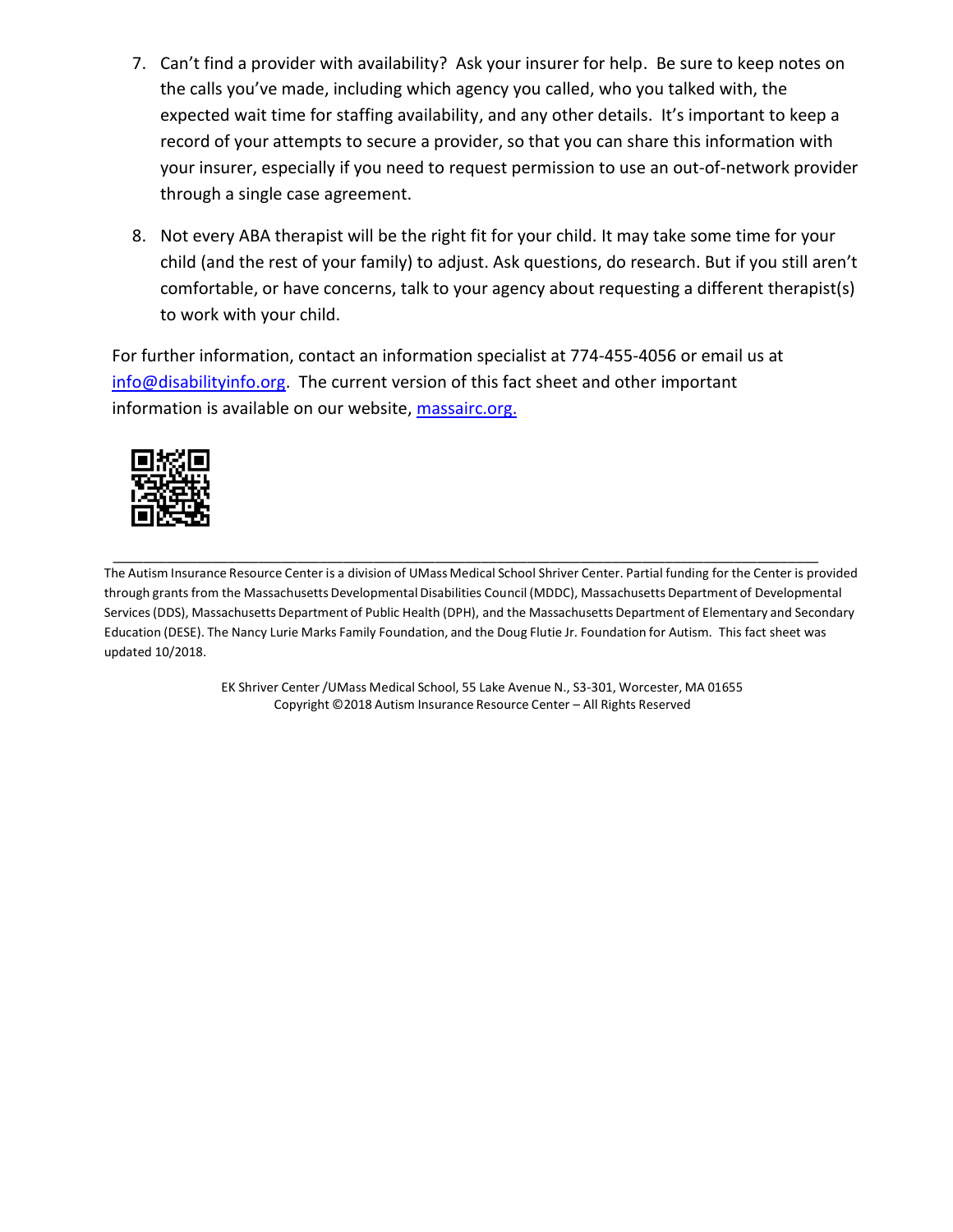7. Can't find a provider with availability? Ask your insurer for help. Be sure to keep notes on the calls you've made, including which agency you called, who you talked with, the expected wait time for staffing availability, and any other details. It's important to keep a record of your attempts to secure a provider, so that you can share this information with your insurer, especially if you need to request permission to use an out-of-network provider through a single case agreement.

8. Not every ABA therapist will be the right fit for your child. It may take some time for your child (and the rest of your family) to adjust. Ask questions, do research. But if you still aren't comfortable, or have concerns, talk to your agency about requesting a different therapist(s) to work with your child.

For further information, contact an information specialist at 774-455-4056 or email us at [info@disabilityinfo.org](mailto:info@disabilityinfo.org). The current version of this fact sheet and other important information is available on our website, [massairc.org.](massairc.org)

---

The Autism Insurance Resource Center is a division of UMass Medical School Shriver Center. Partial funding for the Center is provided through grants from the Massachusetts Developmental Disabilities Council (MDDC), Massachusetts Department of Developmental Services (DDS), Massachusetts Department of Public Health (DPH), and the Massachusetts Department of Elementary and Secondary Education (DESE). The Nancy Lurie Marks Family Foundation, and the Doug Flutie Jr. Foundation for Autism. This fact sheet was updated 10/2018.

EK Shriver Center /UMass Medical School, 55 Lake Avenue N., S3-301, Worcester, MA 01655
Copyright ©2018 Autism Insurance Resource Center – All Rights Reserved